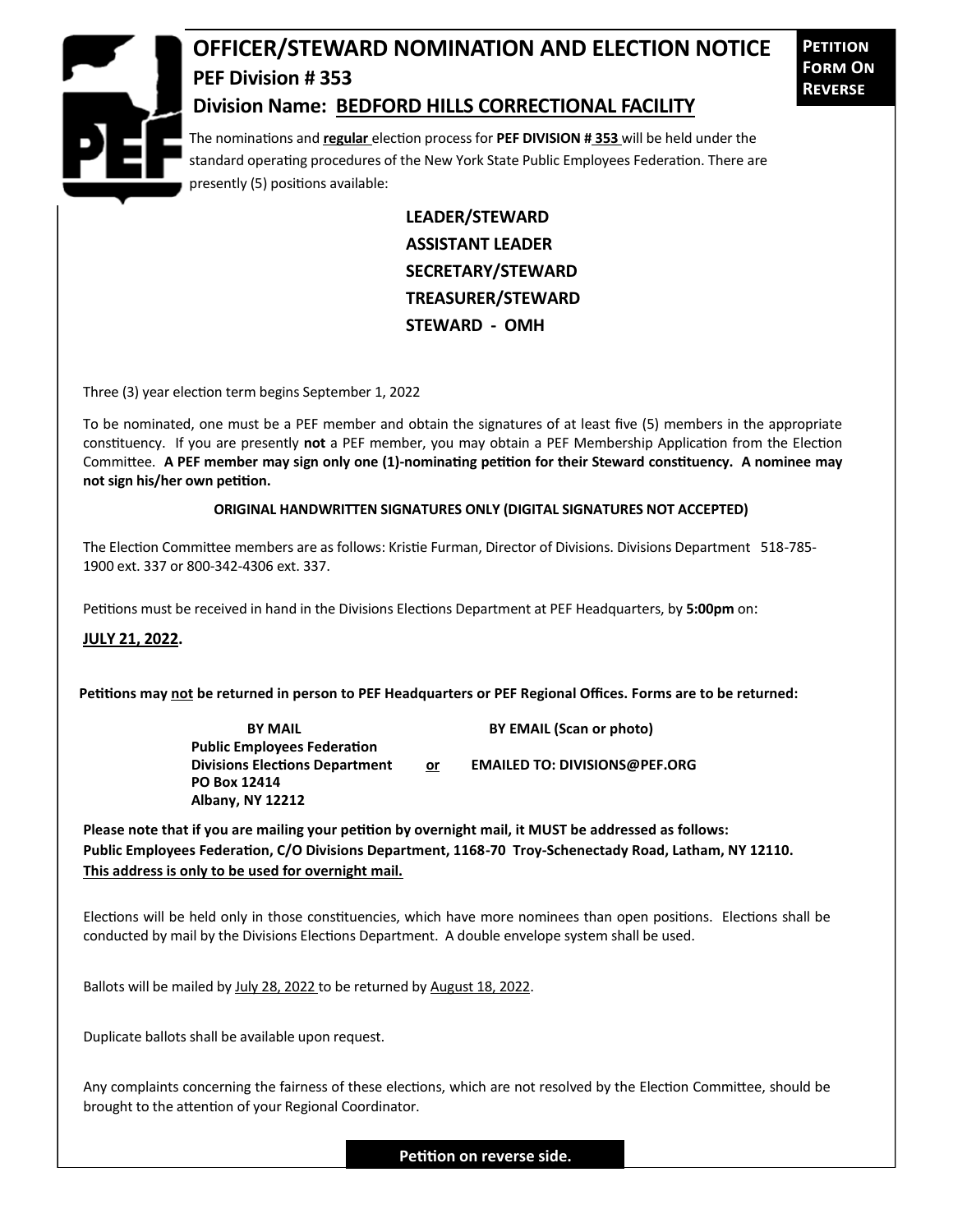# OFFICER/STEWARD NOMINATION AND ELECTION NOTICE

**PETITION FORM ON REVERSE**

## PEF Division # 353

## Division Name: BEDFORD HILLS CORRECTIONAL FACILITY

The nominations and **regular** election process for **PEF DIVISION # 353** will be held under the standard operating procedures of the New York State Public Employees Federation. There are presently (5) positions available:

**LEADER/STEWARD**
**ASSISTANT LEADER**
**SECRETARY/STEWARD**
**TREASURER/STEWARD**
**STEWARD - OMH**

Three (3) year election term begins September 1, 2022

To be nominated, one must be a PEF member and obtain the signatures of at least five (5) members in the appropriate constituency. If you are presently **not** a PEF member, you may obtain a PEF Membership Application from the Election Committee. **A PEF member may sign only one (1)-nominating petition for their Steward constituency. A nominee may not sign his/her own petition.**

**ORIGINAL HANDWRITTEN SIGNATURES ONLY (DIGITAL SIGNATURES NOT ACCEPTED)**

The Election Committee members are as follows: Kristie Furman, Director of Divisions. Divisions Department 518-785-1900 ext. 337 or 800-342-4306 ext. 337.

Petitions must be received in hand in the Divisions Elections Department at PEF Headquarters, by **5:00pm** on:

**JULY 21, 2022.**

**Petitions may not be returned in person to PEF Headquarters or PEF Regional Offices. Forms are to be returned:**

| BY MAIL | | BY EMAIL (Scan or photo) |
|---|---|---|
| **Public Employees Federation**<br>**Divisions Elections Department**<br>**PO Box 12414**<br>**Albany, NY 12212** | **or** | **EMAILED TO: DIVISIONS@PEF.ORG** |

**Please note that if you are mailing your petition by overnight mail, it MUST be addressed as follows: Public Employees Federation, C/O Divisions Department, 1168-70 Troy-Schenectady Road, Latham, NY 12110. This address is only to be used for overnight mail.**

Elections will be held only in those constituencies, which have more nominees than open positions. Elections shall be conducted by mail by the Divisions Elections Department. A double envelope system shall be used.

Ballots will be mailed by July 28, 2022 to be returned by August 18, 2022.

Duplicate ballots shall be available upon request.

Any complaints concerning the fairness of these elections, which are not resolved by the Election Committee, should be brought to the attention of your Regional Coordinator.

**Petition on reverse side.**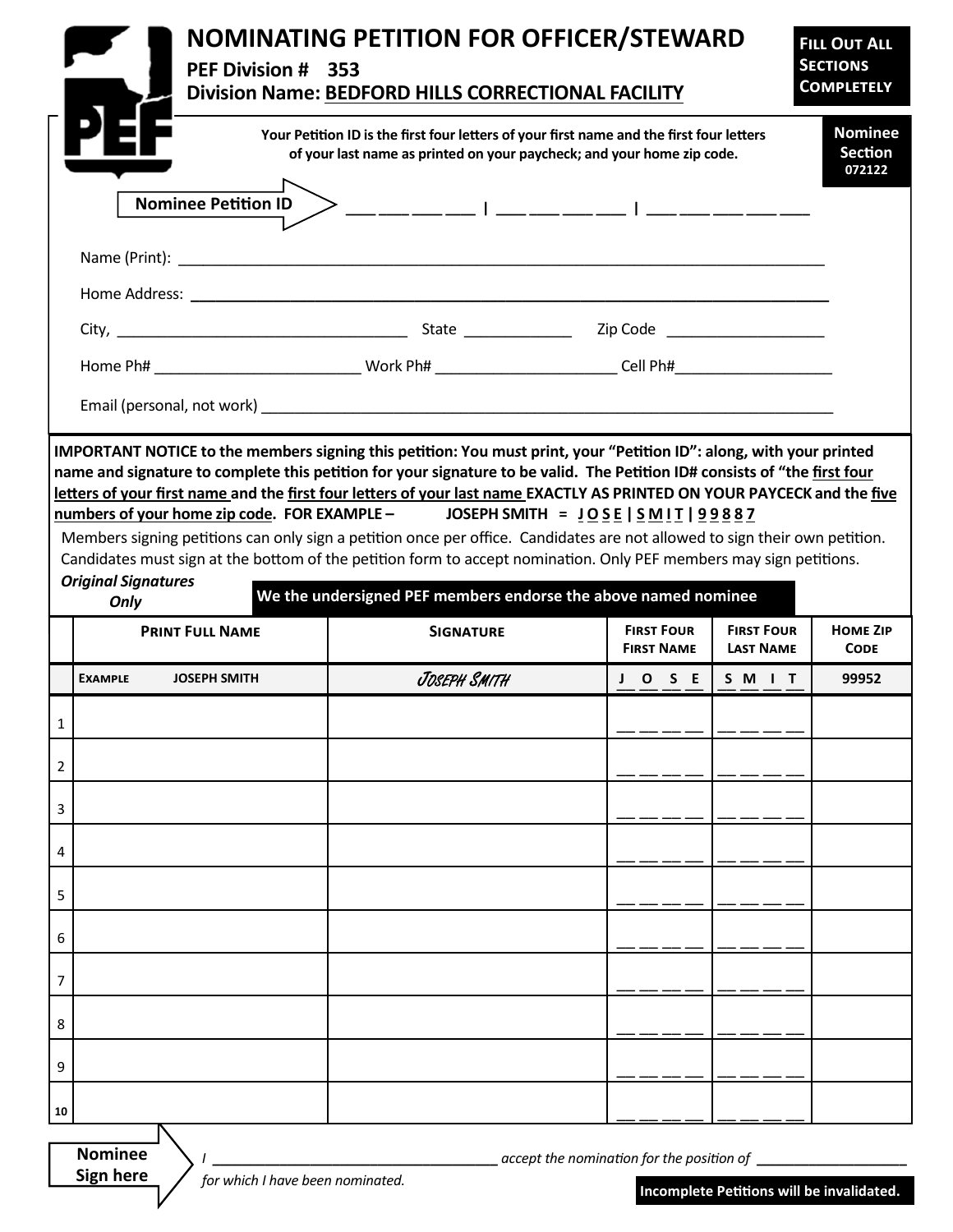# NOMINATING PETITION FOR OFFICER/STEWARD

**PEF Division # 353**

**Division Name: BEDFORD HILLS CORRECTIONAL FACILITY**

**FILL OUT ALL SECTIONS COMPLETELY**

**Nominee Section**
**072122**

**Your Petition ID is the first four letters of your first name and the first four letters of your last name as printed on your paycheck; and your home zip code.**

**Nominee Petition ID** ___ ___ ___ ___ | ___ ___ ___ ___ | ___ ___ ___ ___ ___

Name (Print): ________________________________________________

Home Address: ________________________________________________

City, ______________________ State __________ Zip Code ______________

Home Ph# ________________ Work Ph# ________________ Cell Ph#______________

Email (personal, not work) ________________________________________________

**IMPORTANT NOTICE to the members signing this petition: You must print, your "Petition ID": along, with your printed name and signature to complete this petition for your signature to be valid. The Petition ID# consists of "the first four letters of your first name and the first four letters of your last name EXACTLY AS PRINTED ON YOUR PAYCECK and the five numbers of your home zip code. FOR EXAMPLE – JOSEPH SMITH = J O S E | S M I T | 9 9 8 8 7**

Members signing petitions can only sign a petition once per office. Candidates are not allowed to sign their own petition. Candidates must sign at the bottom of the petition form to accept nomination. Only PEF members may sign petitions.

***Original Signatures Only***

**We the undersigned PEF members endorse the above named nominee**

| | Print Full Name | Signature | First Four First Name | First Four Last Name | Home Zip Code |
|---|---|---|---|---|---|
| | Example JOSEPH SMITH | *Joseph Smith* | J O S E | S M I T | 99952 |
| 1 | | | __ __ __ __ | __ __ __ __ | |
| 2 | | | __ __ __ __ | __ __ __ __ | |
| 3 | | | __ __ __ __ | __ __ __ __ | |
| 4 | | | __ __ __ __ | __ __ __ __ | |
| 5 | | | __ __ __ __ | __ __ __ __ | |
| 6 | | | __ __ __ __ | __ __ __ __ | |
| 7 | | | __ __ __ __ | __ __ __ __ | |
| 8 | | | __ __ __ __ | __ __ __ __ | |
| 9 | | | __ __ __ __ | __ __ __ __ | |
| 10 | | | __ __ __ __ | __ __ __ __ | |

**Nominee Sign here**

*I ______________________________ accept the nomination for the position of ________________ for which I have been nominated.*

**Incomplete Petitions will be invalidated.**